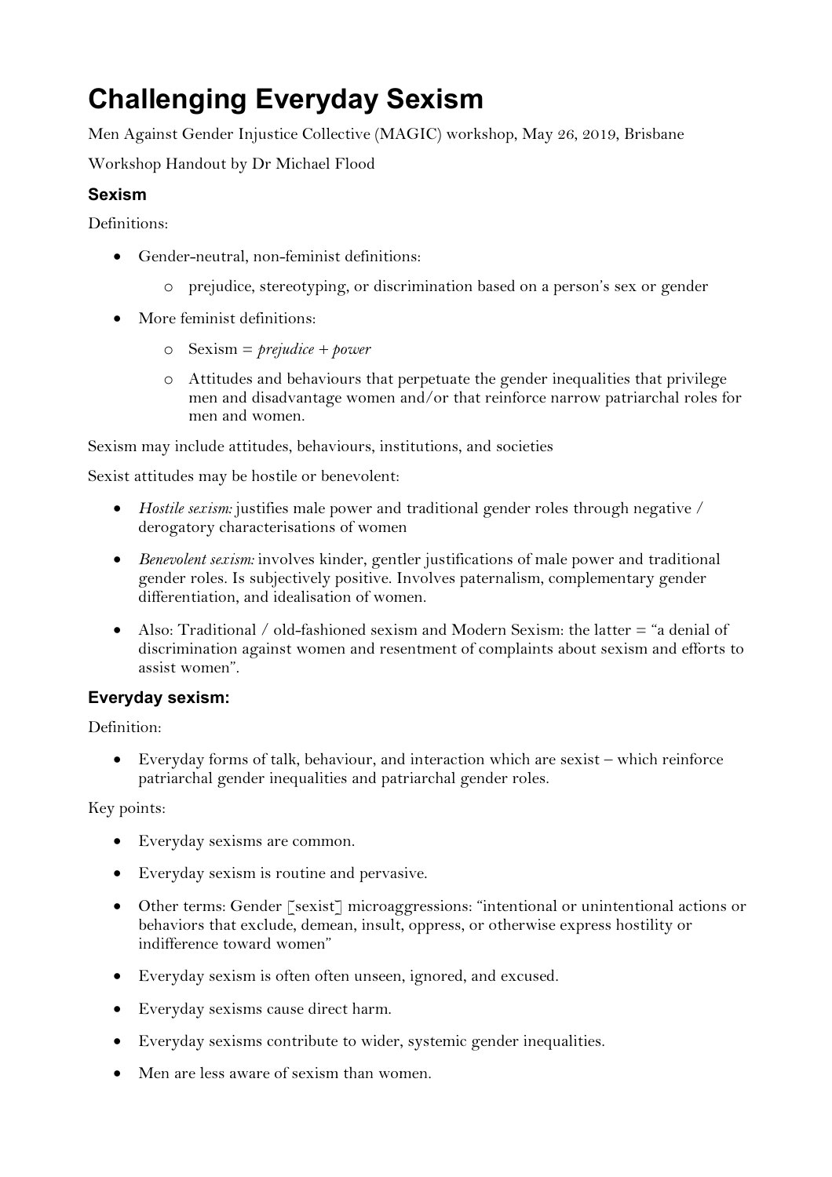# Challenging Everyday Sexism

Men Against Gender Injustice Collective (MAGIC) workshop, May 26, 2019, Brisbane

Workshop Handout by Dr Michael Flood

### Sexism

Definitions:

- Gender-neutral, non-feminist definitions:
  - prejudice, stereotyping, or discrimination based on a person's sex or gender
- More feminist definitions:
  - Sexism = *prejudice + power*
  - Attitudes and behaviours that perpetuate the gender inequalities that privilege men and disadvantage women and/or that reinforce narrow patriarchal roles for men and women.

Sexism may include attitudes, behaviours, institutions, and societies

Sexist attitudes may be hostile or benevolent:

- *Hostile sexism:* justifies male power and traditional gender roles through negative / derogatory characterisations of women
- *Benevolent sexism:* involves kinder, gentler justifications of male power and traditional gender roles. Is subjectively positive. Involves paternalism, complementary gender differentiation, and idealisation of women.
- Also: Traditional / old-fashioned sexism and Modern Sexism: the latter = "a denial of discrimination against women and resentment of complaints about sexism and efforts to assist women".

### Everyday sexism:

Definition:

- Everyday forms of talk, behaviour, and interaction which are sexist – which reinforce patriarchal gender inequalities and patriarchal gender roles.

Key points:

- Everyday sexisms are common.
- Everyday sexism is routine and pervasive.
- Other terms: Gender [sexist] microaggressions: "intentional or unintentional actions or behaviors that exclude, demean, insult, oppress, or otherwise express hostility or indifference toward women"
- Everyday sexism is often often unseen, ignored, and excused.
- Everyday sexisms cause direct harm.
- Everyday sexisms contribute to wider, systemic gender inequalities.
- Men are less aware of sexism than women.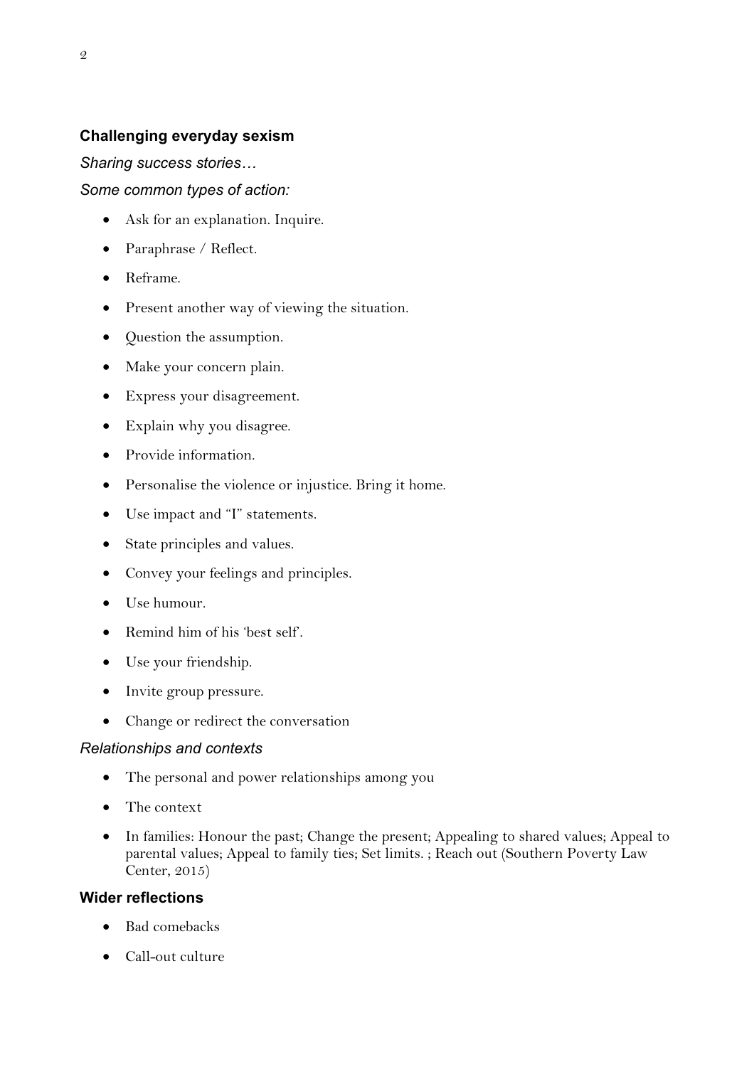## Challenging everyday sexism

*Sharing success stories…*

*Some common types of action:*

- Ask for an explanation. Inquire.
- Paraphrase / Reflect.
- Reframe.
- Present another way of viewing the situation.
- Question the assumption.
- Make your concern plain.
- Express your disagreement.
- Explain why you disagree.
- Provide information.
- Personalise the violence or injustice. Bring it home.
- Use impact and "I" statements.
- State principles and values.
- Convey your feelings and principles.
- Use humour.
- Remind him of his 'best self'.
- Use your friendship.
- Invite group pressure.
- Change or redirect the conversation

*Relationships and contexts*

- The personal and power relationships among you
- The context
- In families: Honour the past; Change the present; Appealing to shared values; Appeal to parental values; Appeal to family ties; Set limits. ; Reach out (Southern Poverty Law Center, 2015)

## Wider reflections

- Bad comebacks
- Call-out culture